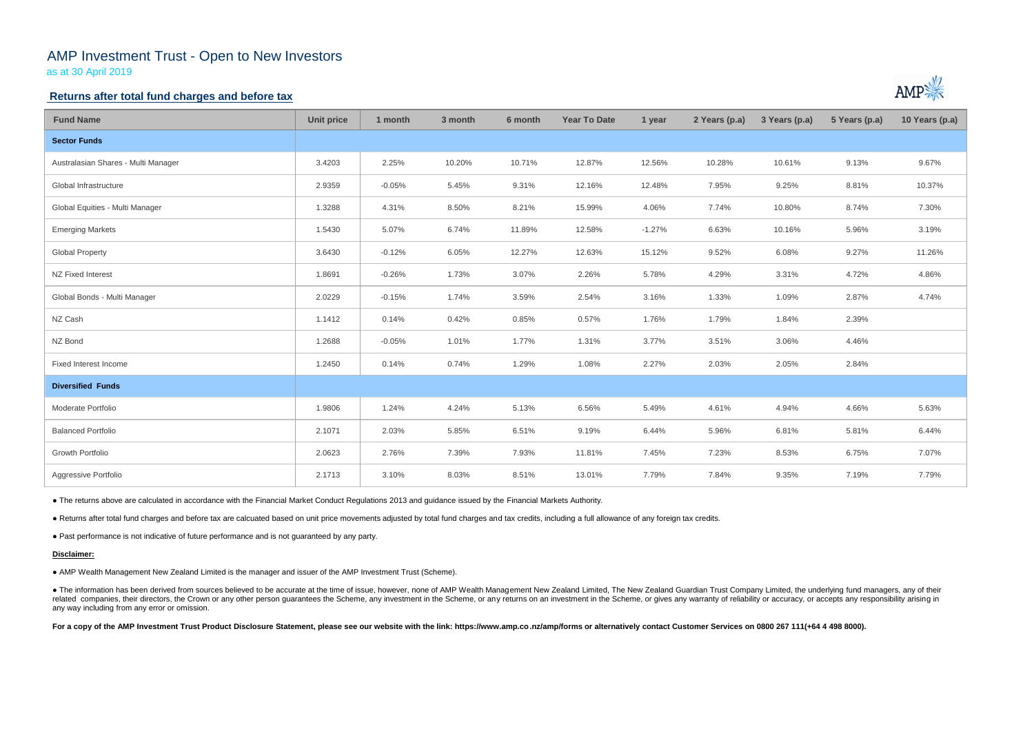# AMP Investment Trust - Open to New Investors

as at 30 April 2019

## Returns after total fund charges and before tax

| Fund Name | Unit price | 1 month | 3 month | 6 month | Year To Date | 1 year | 2 Years (p.a) | 3 Years (p.a) | 5 Years (p.a) | 10 Years (p.a) |
|---|---|---|---|---|---|---|---|---|---|---|
| **Sector Funds** | | | | | | | | | | |
| Australasian Shares - Multi Manager | 3.4203 | 2.25% | 10.20% | 10.71% | 12.87% | 12.56% | 10.28% | 10.61% | 9.13% | 9.67% |
| Global Infrastructure | 2.9359 | -0.05% | 5.45% | 9.31% | 12.16% | 12.48% | 7.95% | 9.25% | 8.81% | 10.37% |
| Global Equities - Multi Manager | 1.3288 | 4.31% | 8.50% | 8.21% | 15.99% | 4.06% | 7.74% | 10.80% | 8.74% | 7.30% |
| Emerging Markets | 1.5430 | 5.07% | 6.74% | 11.89% | 12.58% | -1.27% | 6.63% | 10.16% | 5.96% | 3.19% |
| Global Property | 3.6430 | -0.12% | 6.05% | 12.27% | 12.63% | 15.12% | 9.52% | 6.08% | 9.27% | 11.26% |
| NZ Fixed Interest | 1.8691 | -0.26% | 1.73% | 3.07% | 2.26% | 5.78% | 4.29% | 3.31% | 4.72% | 4.86% |
| Global Bonds - Multi Manager | 2.0229 | -0.15% | 1.74% | 3.59% | 2.54% | 3.16% | 1.33% | 1.09% | 2.87% | 4.74% |
| NZ Cash | 1.1412 | 0.14% | 0.42% | 0.85% | 0.57% | 1.76% | 1.79% | 1.84% | 2.39% | |
| NZ Bond | 1.2688 | -0.05% | 1.01% | 1.77% | 1.31% | 3.77% | 3.51% | 3.06% | 4.46% | |
| Fixed Interest Income | 1.2450 | 0.14% | 0.74% | 1.29% | 1.08% | 2.27% | 2.03% | 2.05% | 2.84% | |
| **Diversified Funds** | | | | | | | | | | |
| Moderate Portfolio | 1.9806 | 1.24% | 4.24% | 5.13% | 6.56% | 5.49% | 4.61% | 4.94% | 4.66% | 5.63% |
| Balanced Portfolio | 2.1071 | 2.03% | 5.85% | 6.51% | 9.19% | 6.44% | 5.96% | 6.81% | 5.81% | 6.44% |
| Growth Portfolio | 2.0623 | 2.76% | 7.39% | 7.93% | 11.81% | 7.45% | 7.23% | 8.53% | 6.75% | 7.07% |
| Aggressive Portfolio | 2.1713 | 3.10% | 8.03% | 8.51% | 13.01% | 7.79% | 7.84% | 9.35% | 7.19% | 7.79% |

● The returns above are calculated in accordance with the Financial Market Conduct Regulations 2013 and guidance issued by the Financial Markets Authority.

● Returns after total fund charges and before tax are calcuated based on unit price movements adjusted by total fund charges and tax credits, including a full allowance of any foreign tax credits.

● Past performance is not indicative of future performance and is not guaranteed by any party.

**Disclaimer:**

● AMP Wealth Management New Zealand Limited is the manager and issuer of the AMP Investment Trust (Scheme).

● The information has been derived from sources believed to be accurate at the time of issue, however, none of AMP Wealth Management New Zealand Limited, The New Zealand Guardian Trust Company Limited, the underlying fund managers, any of their related companies, their directors, the Crown or any other person guarantees the Scheme, any investment in the Scheme, or any returns on an investment in the Scheme, or gives any warranty of reliability or accuracy, or accepts any responsibility arising in any way including from any error or omission.

**For a copy of the AMP Investment Trust Product Disclosure Statement, please see our website with the link: https://www.amp.co.nz/amp/forms or alternatively contact Customer Services on 0800 267 111(+64 4 498 8000).**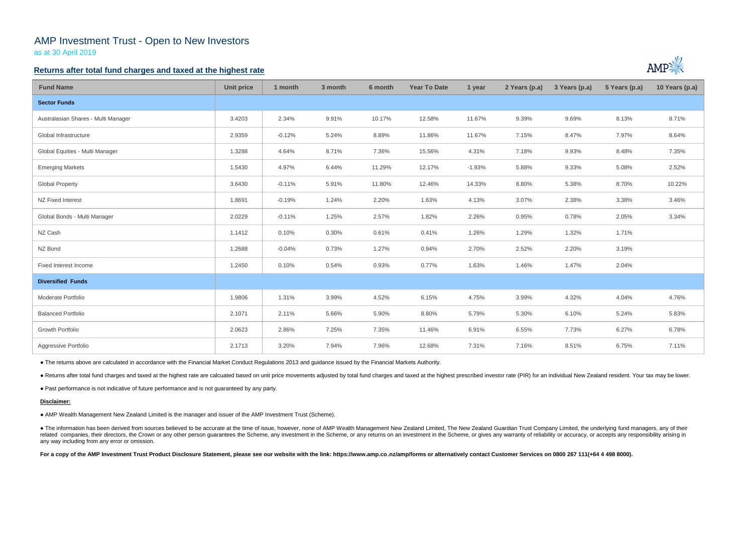# AMP Investment Trust - Open to New Investors

as at 30 April 2019

## Returns after total fund charges and taxed at the highest rate

| Fund Name | Unit price | 1 month | 3 month | 6 month | Year To Date | 1 year | 2 Years (p.a) | 3 Years (p.a) | 5 Years (p.a) | 10 Years (p.a) |
|---|---|---|---|---|---|---|---|---|---|---|
| **Sector Funds** | | | | | | | | | | |
| Australasian Shares - Multi Manager | 3.4203 | 2.34% | 9.91% | 10.17% | 12.58% | 11.67% | 9.39% | 9.69% | 8.13% | 8.71% |
| Global Infrastructure | 2.9359 | -0.12% | 5.24% | 8.89% | 11.86% | 11.67% | 7.15% | 8.47% | 7.97% | 8.64% |
| Global Equities - Multi Manager | 1.3288 | 4.64% | 8.71% | 7.36% | 15.56% | 4.31% | 7.18% | 9.93% | 8.48% | 7.35% |
| Emerging Markets | 1.5430 | 4.97% | 6.44% | 11.29% | 12.17% | -1.93% | 5.88% | 9.33% | 5.08% | 2.52% |
| Global Property | 3.6430 | -0.11% | 5.91% | 11.80% | 12.46% | 14.33% | 8.80% | 5.38% | 8.70% | 10.22% |
| NZ Fixed Interest | 1.8691 | -0.19% | 1.24% | 2.20% | 1.63% | 4.13% | 3.07% | 2.38% | 3.38% | 3.46% |
| Global Bonds - Multi Manager | 2.0229 | -0.11% | 1.25% | 2.57% | 1.82% | 2.26% | 0.95% | 0.78% | 2.05% | 3.34% |
| NZ Cash | 1.1412 | 0.10% | 0.30% | 0.61% | 0.41% | 1.26% | 1.29% | 1.32% | 1.71% | |
| NZ Bond | 1.2688 | -0.04% | 0.73% | 1.27% | 0.94% | 2.70% | 2.52% | 2.20% | 3.19% | |
| Fixed Interest Income | 1.2450 | 0.10% | 0.54% | 0.93% | 0.77% | 1.63% | 1.46% | 1.47% | 2.04% | |
| **Diversified Funds** | | | | | | | | | | |
| Moderate Portfolio | 1.9806 | 1.31% | 3.99% | 4.52% | 6.15% | 4.75% | 3.99% | 4.32% | 4.04% | 4.76% |
| Balanced Portfolio | 2.1071 | 2.11% | 5.66% | 5.90% | 8.80% | 5.79% | 5.30% | 6.10% | 5.24% | 5.83% |
| Growth Portfolio | 2.0623 | 2.86% | 7.25% | 7.35% | 11.46% | 6.91% | 6.55% | 7.73% | 6.27% | 6.78% |
| Aggressive Portfolio | 2.1713 | 3.20% | 7.94% | 7.96% | 12.68% | 7.31% | 7.16% | 8.51% | 6.75% | 7.11% |

● The returns above are calculated in accordance with the Financial Market Conduct Regulations 2013 and guidance issued by the Financial Markets Authority.

● Returns after total fund charges and taxed at the highest rate are calcuated based on unit price movements adjusted by total fund charges and taxed at the highest prescribed investor rate (PIR) for an individual New Zealand resident. Your tax may be lower.

● Past performance is not indicative of future performance and is not guaranteed by any party.

**Disclaimer:**

● AMP Wealth Management New Zealand Limited is the manager and issuer of the AMP Investment Trust (Scheme).

● The information has been derived from sources believed to be accurate at the time of issue, however, none of AMP Wealth Management New Zealand Limited, The New Zealand Guardian Trust Company Limited, the underlying fund managers, any of their related companies, their directors, the Crown or any other person guarantees the Scheme, any investment in the Scheme, or any returns on an investment in the Scheme, or gives any warranty of reliability or accuracy, or accepts any responsibility arising in any way including from any error or omission.

**For a copy of the AMP Investment Trust Product Disclosure Statement, please see our website with the link: https://www.amp.co.nz/amp/forms or alternatively contact Customer Services on 0800 267 111(+64 4 498 8000).**